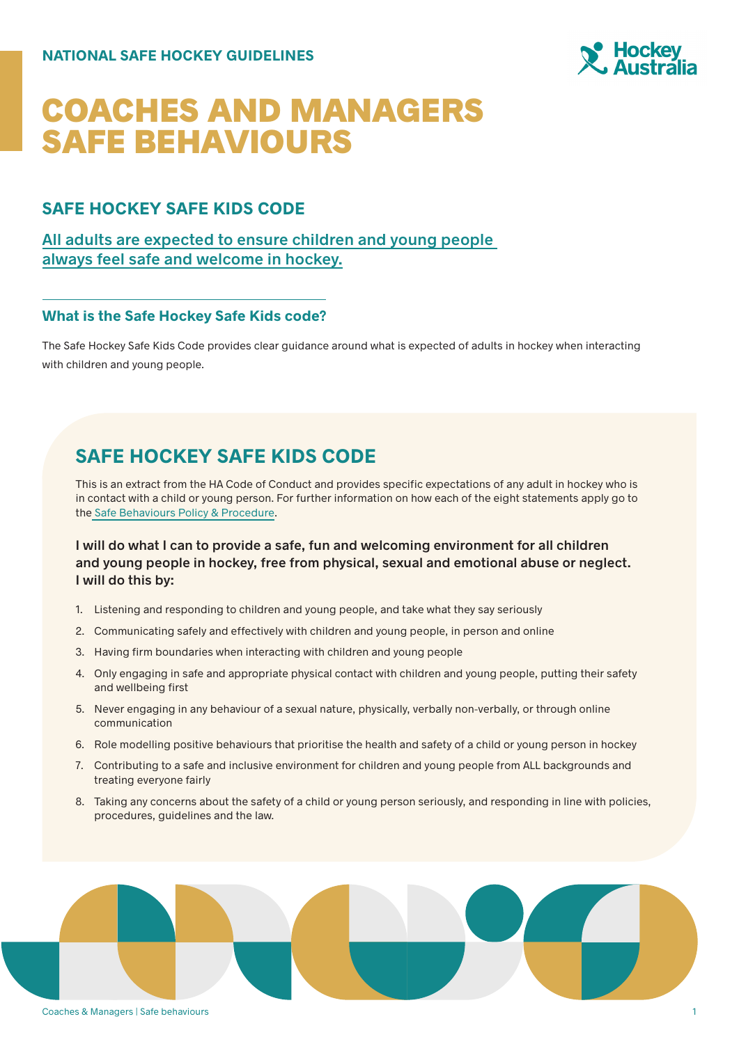NATIONAL SAFE HOCKEY GUIDELINES

# COACHES AND MANAGERS SAFE BEHAVIOURS

## SAFE HOCKEY SAFE KIDS CODE

All adults are expected to ensure children and young people always feel safe and welcome in hockey.

### What is the Safe Hockey Safe Kids code?

The Safe Hockey Safe Kids Code provides clear guidance around what is expected of adults in hockey when interacting with children and young people.

## SAFE HOCKEY SAFE KIDS CODE

This is an extract from the HA Code of Conduct and provides specific expectations of any adult in hockey who is in contact with a child or young person. For further information on how each of the eight statements apply go to the Safe Behaviours Policy & Procedure.

**I will do what I can to provide a safe, fun and welcoming environment for all children and young people in hockey, free from physical, sexual and emotional abuse or neglect. I will do this by:**

1. Listening and responding to children and young people, and take what they say seriously
2. Communicating safely and effectively with children and young people, in person and online
3. Having firm boundaries when interacting with children and young people
4. Only engaging in safe and appropriate physical contact with children and young people, putting their safety and wellbeing first
5. Never engaging in any behaviour of a sexual nature, physically, verbally non-verbally, or through online communication
6. Role modelling positive behaviours that prioritise the health and safety of a child or young person in hockey
7. Contributing to a safe and inclusive environment for children and young people from ALL backgrounds and treating everyone fairly
8. Taking any concerns about the safety of a child or young person seriously, and responding in line with policies, procedures, guidelines and the law.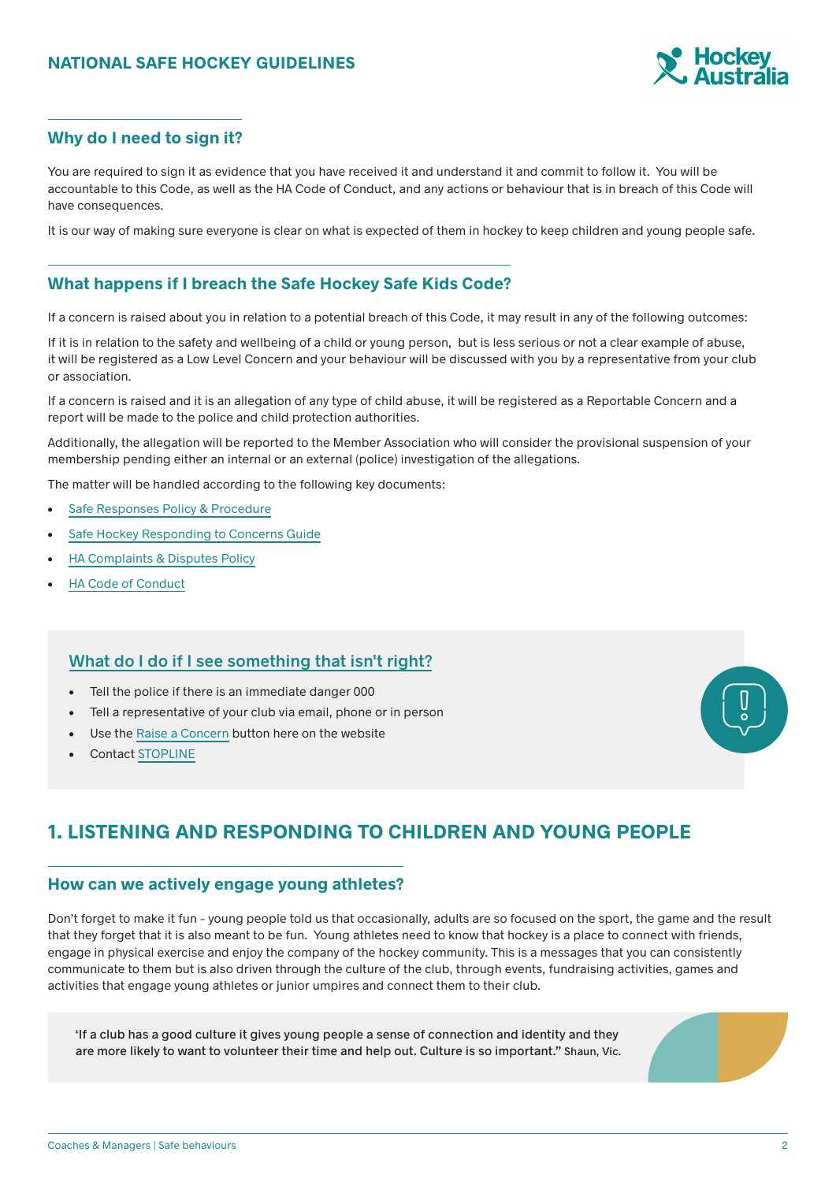## Why do I need to sign it?

You are required to sign it as evidence that you have received it and understand it and commit to follow it. You will be accountable to this Code, as well as the HA Code of Conduct, and any actions or behaviour that is in breach of this Code will have consequences.

It is our way of making sure everyone is clear on what is expected of them in hockey to keep children and young people safe.

## What happens if I breach the Safe Hockey Safe Kids Code?

If a concern is raised about you in relation to a potential breach of this Code, it may result in any of the following outcomes:

If it is in relation to the safety and wellbeing of a child or young person, but is less serious or not a clear example of abuse, it will be registered as a Low Level Concern and your behaviour will be discussed with you by a representative from your club or association.

If a concern is raised and it is an allegation of any type of child abuse, it will be registered as a Reportable Concern and a report will be made to the police and child protection authorities.

Additionally, the allegation will be reported to the Member Association who will consider the provisional suspension of your membership pending either an internal or an external (police) investigation of the allegations.

The matter will be handled according to the following key documents:

- Safe Responses Policy & Procedure
- Safe Hockey Responding to Concerns Guide
- HA Complaints & Disputes Policy
- HA Code of Conduct

## What do I do if I see something that isn't right?

- Tell the police if there is an immediate danger 000
- Tell a representative of your club via email, phone or in person
- Use the Raise a Concern button here on the website
- Contact STOPLINE

# 1. LISTENING AND RESPONDING TO CHILDREN AND YOUNG PEOPLE

## How can we actively engage young athletes?

Don't forget to make it fun – young people told us that occasionally, adults are so focused on the sport, the game and the result that they forget that it is also meant to be fun. Young athletes need to know that hockey is a place to connect with friends, engage in physical exercise and enjoy the company of the hockey community. This is a messages that you can consistently communicate to them but is also driven through the culture of the club, through events, fundraising activities, games and activities that engage young athletes or junior umpires and connect them to their club.

> 'If a club has a good culture it gives young people a sense of connection and identity and they are more likely to want to volunteer their time and help out. Culture is so important." Shaun, Vic.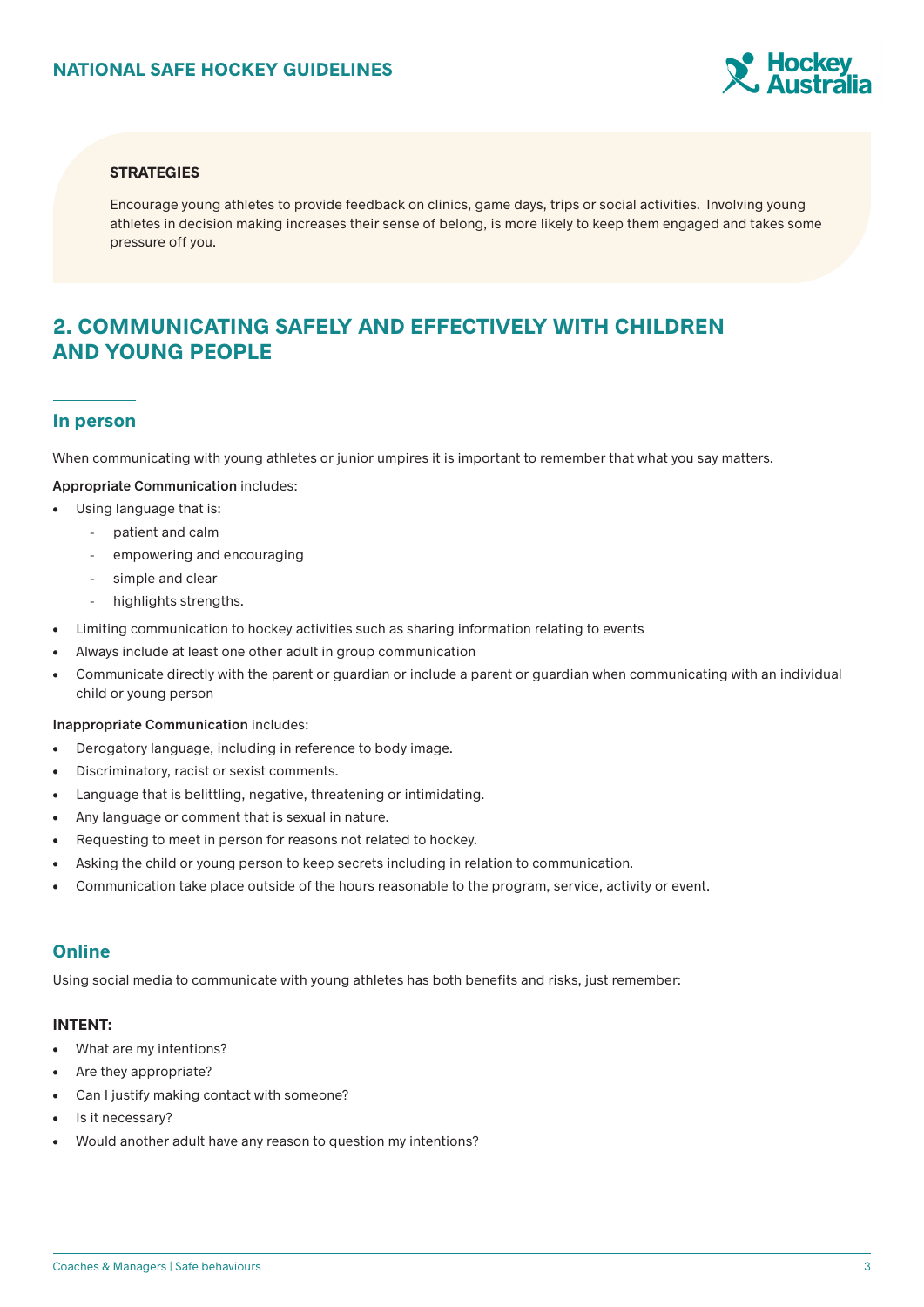**STRATEGIES**

Encourage young athletes to provide feedback on clinics, game days, trips or social activities. Involving young athletes in decision making increases their sense of belong, is more likely to keep them engaged and takes some pressure off you.

## 2. COMMUNICATING SAFELY AND EFFECTIVELY WITH CHILDREN AND YOUNG PEOPLE

### In person

When communicating with young athletes or junior umpires it is important to remember that what you say matters.

**Appropriate Communication** includes:

- Using language that is:
  - patient and calm
  - empowering and encouraging
  - simple and clear
  - highlights strengths.
- Limiting communication to hockey activities such as sharing information relating to events
- Always include at least one other adult in group communication
- Communicate directly with the parent or guardian or include a parent or guardian when communicating with an individual child or young person

**Inappropriate Communication** includes:

- Derogatory language, including in reference to body image.
- Discriminatory, racist or sexist comments.
- Language that is belittling, negative, threatening or intimidating.
- Any language or comment that is sexual in nature.
- Requesting to meet in person for reasons not related to hockey.
- Asking the child or young person to keep secrets including in relation to communication.
- Communication take place outside of the hours reasonable to the program, service, activity or event.

### Online

Using social media to communicate with young athletes has both benefits and risks, just remember:

**INTENT:**

- What are my intentions?
- Are they appropriate?
- Can I justify making contact with someone?
- Is it necessary?
- Would another adult have any reason to question my intentions?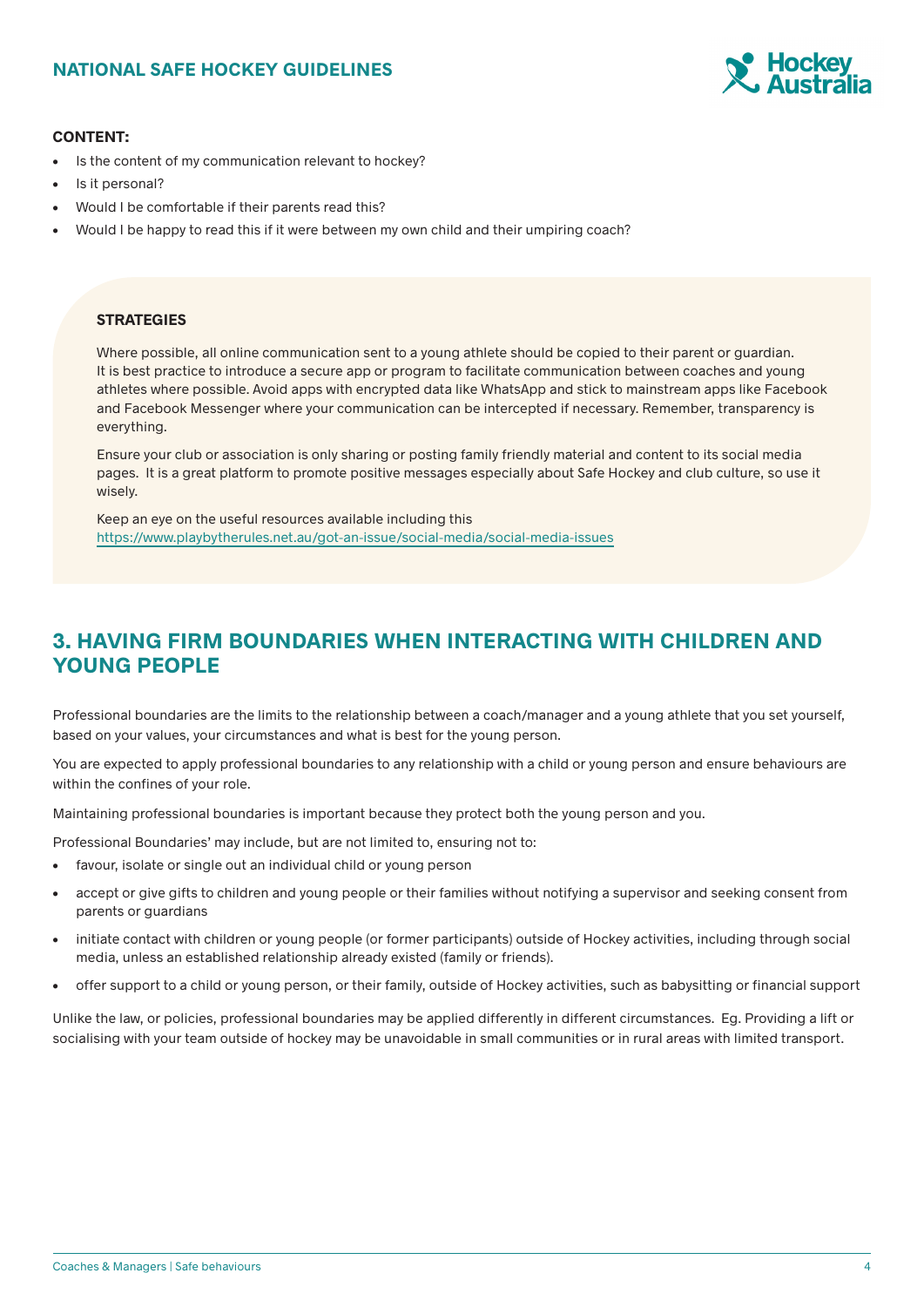**CONTENT:**

- Is the content of my communication relevant to hockey?
- Is it personal?
- Would I be comfortable if their parents read this?
- Would I be happy to read this if it were between my own child and their umpiring coach?

**STRATEGIES**

Where possible, all online communication sent to a young athlete should be copied to their parent or guardian. It is best practice to introduce a secure app or program to facilitate communication between coaches and young athletes where possible. Avoid apps with encrypted data like WhatsApp and stick to mainstream apps like Facebook and Facebook Messenger where your communication can be intercepted if necessary. Remember, transparency is everything.

Ensure your club or association is only sharing or posting family friendly material and content to its social media pages. It is a great platform to promote positive messages especially about Safe Hockey and club culture, so use it wisely.

Keep an eye on the useful resources available including this https://www.playbytherules.net.au/got-an-issue/social-media/social-media-issues

## 3. HAVING FIRM BOUNDARIES WHEN INTERACTING WITH CHILDREN AND YOUNG PEOPLE

Professional boundaries are the limits to the relationship between a coach/manager and a young athlete that you set yourself, based on your values, your circumstances and what is best for the young person.

You are expected to apply professional boundaries to any relationship with a child or young person and ensure behaviours are within the confines of your role.

Maintaining professional boundaries is important because they protect both the young person and you.

Professional Boundaries' may include, but are not limited to, ensuring not to:

- favour, isolate or single out an individual child or young person
- accept or give gifts to children and young people or their families without notifying a supervisor and seeking consent from parents or guardians
- initiate contact with children or young people (or former participants) outside of Hockey activities, including through social media, unless an established relationship already existed (family or friends).
- offer support to a child or young person, or their family, outside of Hockey activities, such as babysitting or financial support

Unlike the law, or policies, professional boundaries may be applied differently in different circumstances. Eg. Providing a lift or socialising with your team outside of hockey may be unavoidable in small communities or in rural areas with limited transport.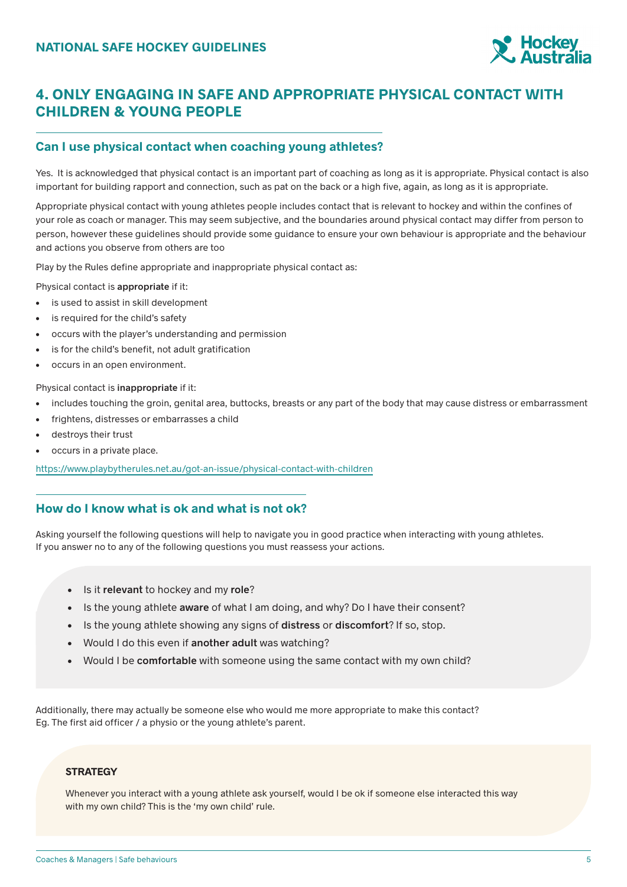## 4. ONLY ENGAGING IN SAFE AND APPROPRIATE PHYSICAL CONTACT WITH CHILDREN & YOUNG PEOPLE

### Can I use physical contact when coaching young athletes?

Yes.  It is acknowledged that physical contact is an important part of coaching as long as it is appropriate. Physical contact is also important for building rapport and connection, such as pat on the back or a high five, again, as long as it is appropriate.

Appropriate physical contact with young athletes people includes contact that is relevant to hockey and within the confines of your role as coach or manager. This may seem subjective, and the boundaries around physical contact may differ from person to person, however these guidelines should provide some guidance to ensure your own behaviour is appropriate and the behaviour and actions you observe from others are too

Play by the Rules define appropriate and inappropriate physical contact as:

Physical contact is **appropriate** if it:

- is used to assist in skill development
- is required for the child's safety
- occurs with the player's understanding and permission
- is for the child's benefit, not adult gratification
- occurs in an open environment.

Physical contact is **inappropriate** if it:

- includes touching the groin, genital area, buttocks, breasts or any part of the body that may cause distress or embarrassment
- frightens, distresses or embarrasses a child
- destroys their trust
- occurs in a private place.

https://www.playbytherules.net.au/got-an-issue/physical-contact-with-children

### How do I know what is ok and what is not ok?

Asking yourself the following questions will help to navigate you in good practice when interacting with young athletes. If you answer no to any of the following questions you must reassess your actions.

- Is it **relevant** to hockey and my **role**?
- Is the young athlete **aware** of what I am doing, and why? Do I have their consent?
- Is the young athlete showing any signs of **distress** or **discomfort**? If so, stop.
- Would I do this even if **another adult** was watching?
- Would I be **comfortable** with someone using the same contact with my own child?

Additionally, there may actually be someone else who would me more appropriate to make this contact? Eg. The first aid officer / a physio or the young athlete's parent.

**STRATEGY**

Whenever you interact with a young athlete ask yourself, would I be ok if someone else interacted this way with my own child? This is the 'my own child' rule.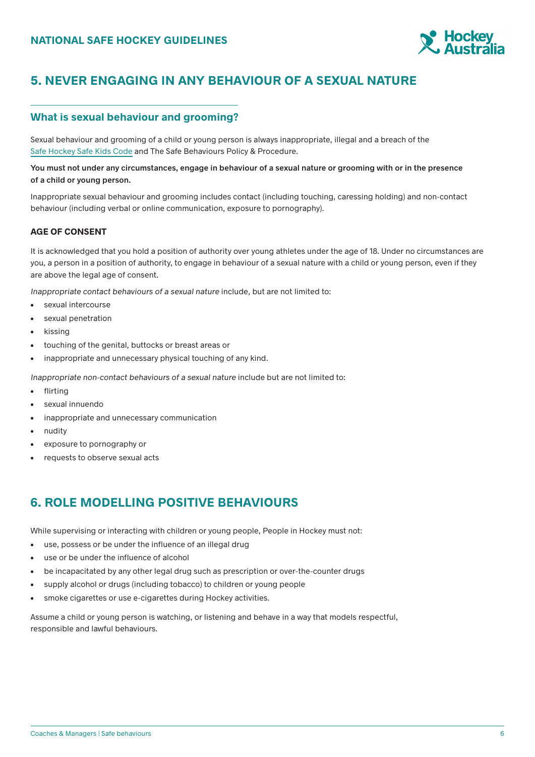## 5. NEVER ENGAGING IN ANY BEHAVIOUR OF A SEXUAL NATURE

### What is sexual behaviour and grooming?

Sexual behaviour and grooming of a child or young person is always inappropriate, illegal and a breach of the Safe Hockey Safe Kids Code and The Safe Behaviours Policy & Procedure.

**You must not under any circumstances, engage in behaviour of a sexual nature or grooming with or in the presence of a child or young person.**

Inappropriate sexual behaviour and grooming includes contact (including touching, caressing holding) and non-contact behaviour (including verbal or online communication, exposure to pornography).

#### AGE OF CONSENT

It is acknowledged that you hold a position of authority over young athletes under the age of 18. Under no circumstances are you, a person in a position of authority, to engage in behaviour of a sexual nature with a child or young person, even if they are above the legal age of consent.

*Inappropriate contact behaviours of a sexual nature* include, but are not limited to:

- sexual intercourse
- sexual penetration
- kissing
- touching of the genital, buttocks or breast areas or
- inappropriate and unnecessary physical touching of any kind.

*Inappropriate non-contact behaviours of a sexual nature* include but are not limited to:

- flirting
- sexual innuendo
- inappropriate and unnecessary communication
- nudity
- exposure to pornography or
- requests to observe sexual acts

## 6. ROLE MODELLING POSITIVE BEHAVIOURS

While supervising or interacting with children or young people, People in Hockey must not:

- use, possess or be under the influence of an illegal drug
- use or be under the influence of alcohol
- be incapacitated by any other legal drug such as prescription or over-the-counter drugs
- supply alcohol or drugs (including tobacco) to children or young people
- smoke cigarettes or use e-cigarettes during Hockey activities.

Assume a child or young person is watching, or listening and behave in a way that models respectful, responsible and lawful behaviours.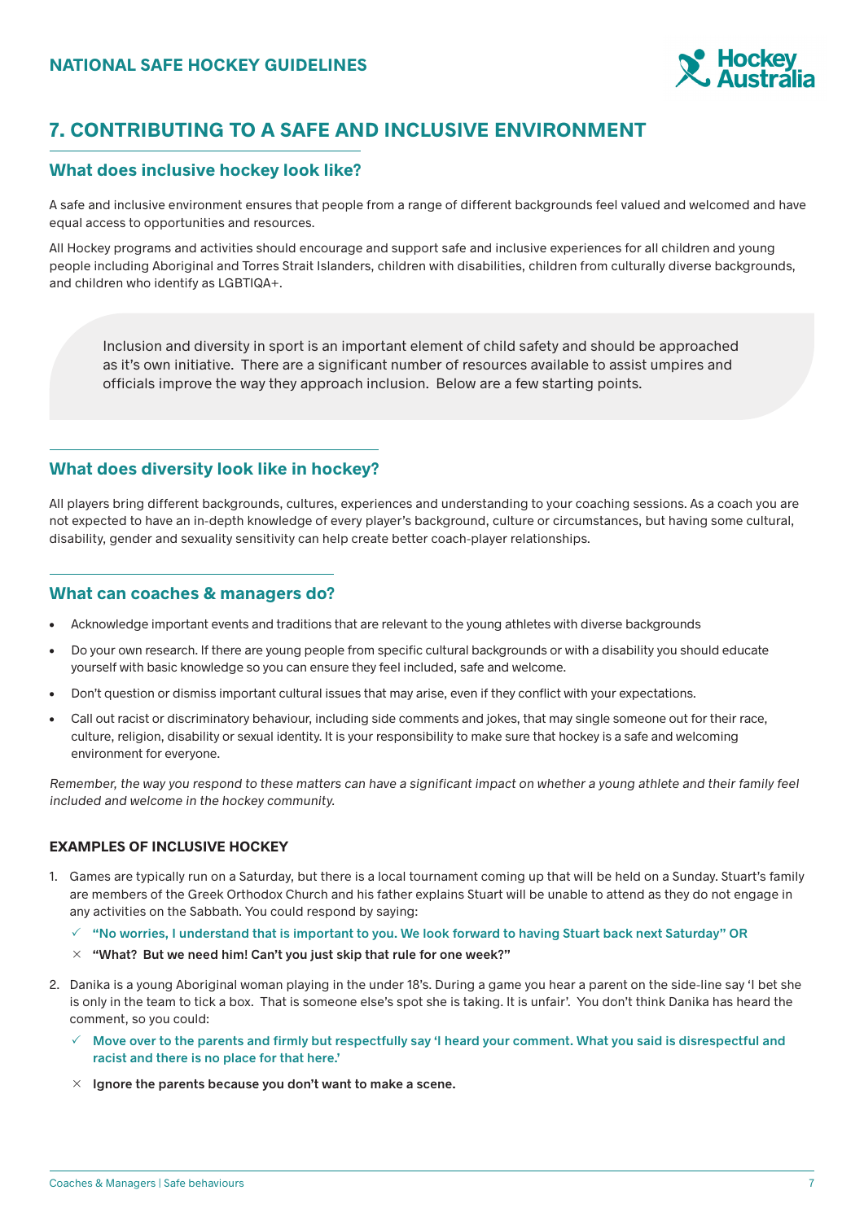# 7. CONTRIBUTING TO A SAFE AND INCLUSIVE ENVIRONMENT

## What does inclusive hockey look like?

A safe and inclusive environment ensures that people from a range of different backgrounds feel valued and welcomed and have equal access to opportunities and resources.

All Hockey programs and activities should encourage and support safe and inclusive experiences for all children and young people including Aboriginal and Torres Strait Islanders, children with disabilities, children from culturally diverse backgrounds, and children who identify as LGBTIQA+.

> Inclusion and diversity in sport is an important element of child safety and should be approached as it's own initiative. There are a significant number of resources available to assist umpires and officials improve the way they approach inclusion. Below are a few starting points.

## What does diversity look like in hockey?

All players bring different backgrounds, cultures, experiences and understanding to your coaching sessions. As a coach you are not expected to have an in-depth knowledge of every player's background, culture or circumstances, but having some cultural, disability, gender and sexuality sensitivity can help create better coach-player relationships.

## What can coaches & managers do?

- Acknowledge important events and traditions that are relevant to the young athletes with diverse backgrounds
- Do your own research. If there are young people from specific cultural backgrounds or with a disability you should educate yourself with basic knowledge so you can ensure they feel included, safe and welcome.
- Don't question or dismiss important cultural issues that may arise, even if they conflict with your expectations.
- Call out racist or discriminatory behaviour, including side comments and jokes, that may single someone out for their race, culture, religion, disability or sexual identity. It is your responsibility to make sure that hockey is a safe and welcoming environment for everyone.

*Remember, the way you respond to these matters can have a significant impact on whether a young athlete and their family feel included and welcome in the hockey community.*

### EXAMPLES OF INCLUSIVE HOCKEY

1. Games are typically run on a Saturday, but there is a local tournament coming up that will be held on a Sunday. Stuart's family are members of the Greek Orthodox Church and his father explains Stuart will be unable to attend as they do not engage in any activities on the Sabbath. You could respond by saying:
   - ✓ **"No worries, I understand that is important to you. We look forward to having Stuart back next Saturday" OR**
   - × **"What? But we need him! Can't you just skip that rule for one week?"**
2. Danika is a young Aboriginal woman playing in the under 18's. During a game you hear a parent on the side-line say 'I bet she is only in the team to tick a box. That is someone else's spot she is taking. It is unfair'. You don't think Danika has heard the comment, so you could:
   - ✓ **Move over to the parents and firmly but respectfully say 'I heard your comment. What you said is disrespectful and racist and there is no place for that here.'**
   - × **Ignore the parents because you don't want to make a scene.**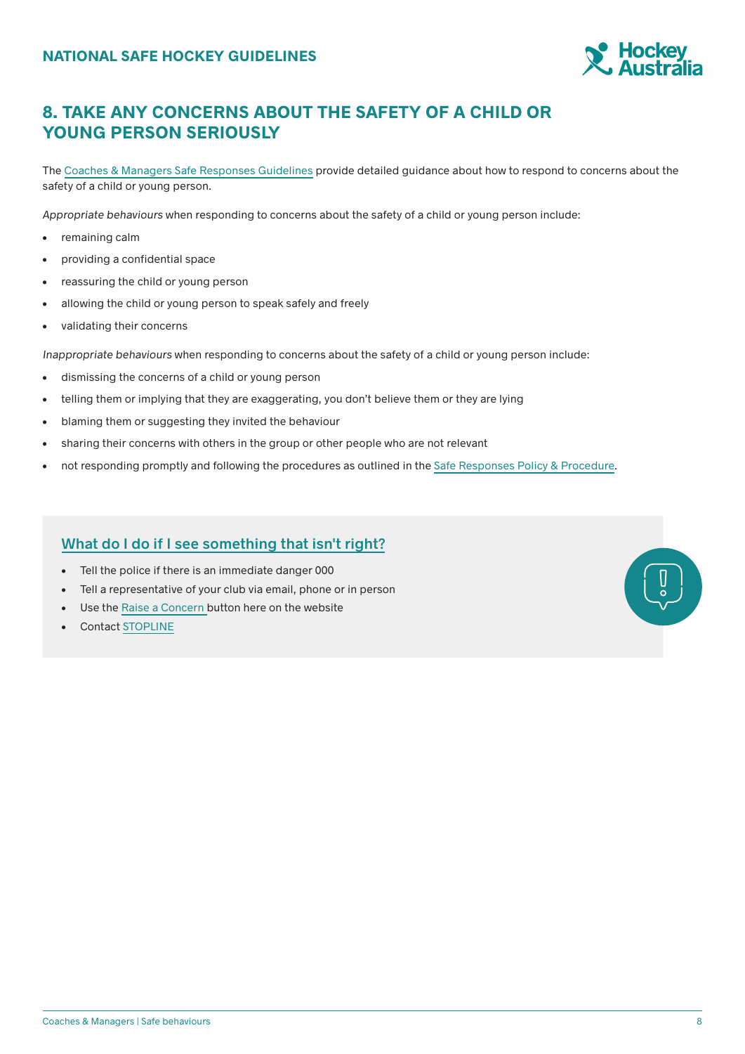## 8. TAKE ANY CONCERNS ABOUT THE SAFETY OF A CHILD OR YOUNG PERSON SERIOUSLY

The Coaches & Managers Safe Responses Guidelines provide detailed guidance about how to respond to concerns about the safety of a child or young person.

*Appropriate behaviours* when responding to concerns about the safety of a child or young person include:

- remaining calm
- providing a confidential space
- reassuring the child or young person
- allowing the child or young person to speak safely and freely
- validating their concerns

*Inappropriate behaviours* when responding to concerns about the safety of a child or young person include:

- dismissing the concerns of a child or young person
- telling them or implying that they are exaggerating, you don't believe them or they are lying
- blaming them or suggesting they invited the behaviour
- sharing their concerns with others in the group or other people who are not relevant
- not responding promptly and following the procedures as outlined in the Safe Responses Policy & Procedure.

### What do I do if I see something that isn't right?

- Tell the police if there is an immediate danger 000
- Tell a representative of your club via email, phone or in person
- Use the Raise a Concern button here on the website
- Contact STOPLINE